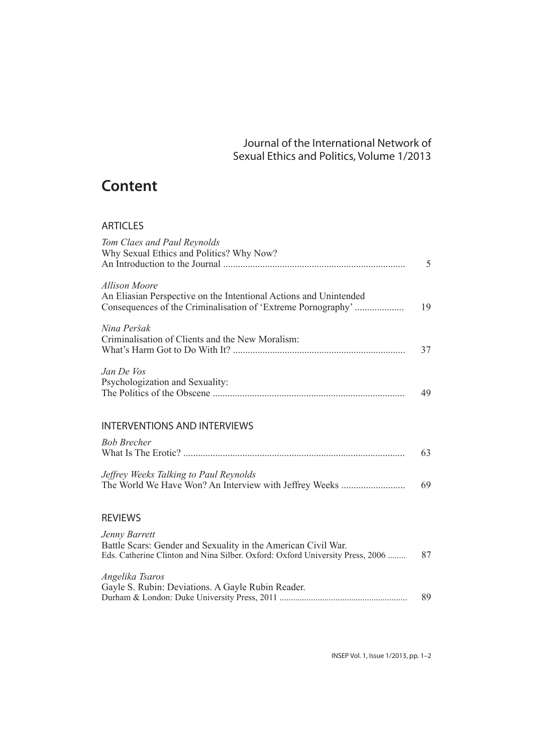Journal of the International Network of Sexual Ethics and Politics, Volume 1/2013

# Content

## ARTICLES

*Tom Claes and Paul Reynolds*
Why Sexual Ethics and Politics? Why Now?
An Introduction to the Journal ........................................................................ 5

*Allison Moore*
An Eliasian Perspective on the Intentional Actions and Unintended
Consequences of the Criminalisation of 'Extreme Pornography' .................... 19

*Nina Peršak*
Criminalisation of Clients and the New Moralism:
What's Harm Got to Do With It? ..................................................................... 37

*Jan De Vos*
Psychologization and Sexuality:
The Politics of the Obscene ............................................................................ 49

## INTERVENTIONS AND INTERVIEWS

*Bob Brecher*
What Is The Erotic? ......................................................................................... 63

*Jeffrey Weeks Talking to Paul Reynolds*
The World We Have Won? An Interview with Jeffrey Weeks .......................... 69

## REVIEWS

*Jenny Barrett*
Battle Scars: Gender and Sexuality in the American Civil War.
Eds. Catherine Clinton and Nina Silber. Oxford: Oxford University Press, 2006 ........ 87

*Angelika Tsaros*
Gayle S. Rubin: Deviations. A Gayle Rubin Reader.
Durham & London: Duke University Press, 2011 ........................................................ 89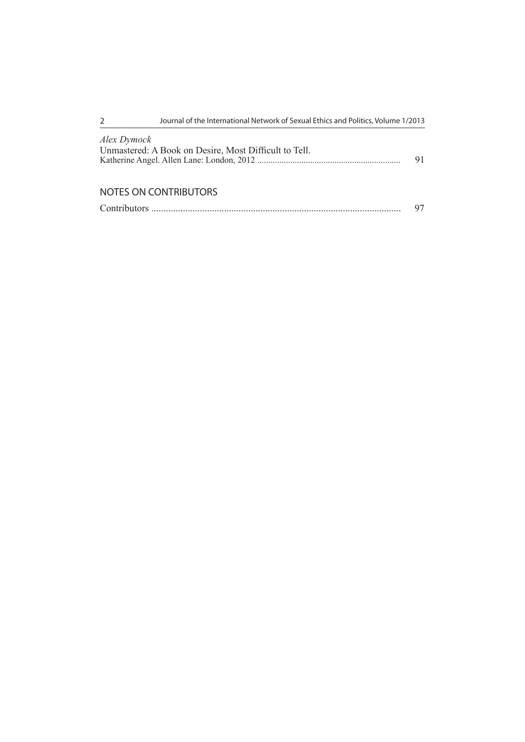*Alex Dymock*
Unmastered: A Book on Desire, Most Difficult to Tell.
Katherine Angel. Allen Lane: London, 2012 ................................................................ 91

## NOTES ON CONTRIBUTORS

Contributors ...................................................................................................... 97